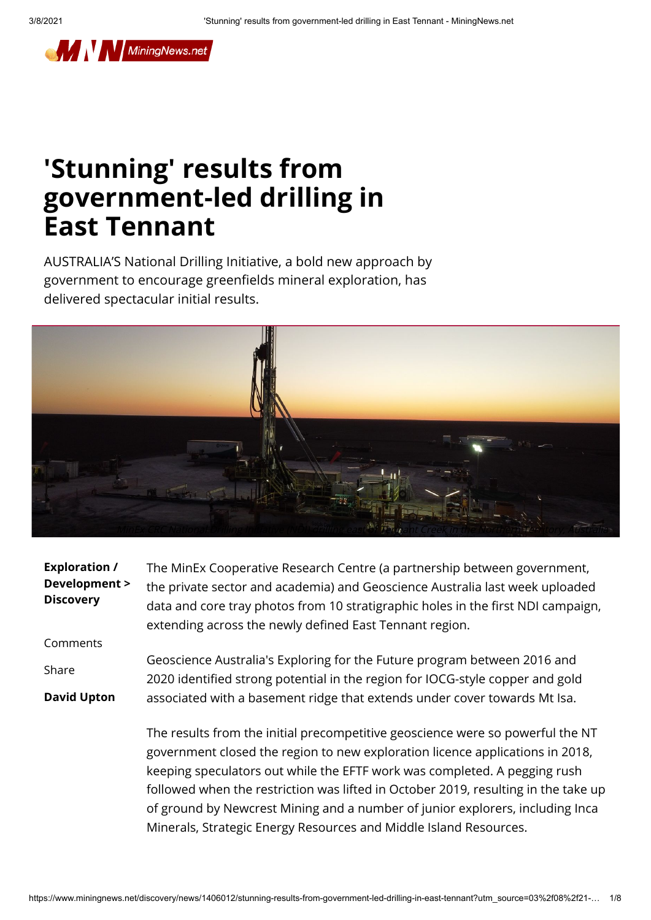# 'Stunning' results from government-led drilling in East Tennant

AUSTRALIA'S National Drilling Initiative, a bold new approach by government to encourage greenfields mineral exploration, has delivered spectacular initial results.

*MinEx CRC National Drilling Initiative (NDI) drilling east of Tennant Creek in the Northern Territory, Australia*

**Exploration / Development > Discovery**

Comments

Share

**David Upton**

The MinEx Cooperative Research Centre (a partnership between government, the private sector and academia) and Geoscience Australia last week uploaded data and core tray photos from 10 stratigraphic holes in the first NDI campaign, extending across the newly defined East Tennant region.

Geoscience Australia's Exploring for the Future program between 2016 and 2020 identified strong potential in the region for IOCG-style copper and gold associated with a basement ridge that extends under cover towards Mt Isa.

The results from the initial precompetitive geoscience were so powerful the NT government closed the region to new exploration licence applications in 2018, keeping speculators out while the EFTF work was completed. A pegging rush followed when the restriction was lifted in October 2019, resulting in the take up of ground by Newcrest Mining and a number of junior explorers, including Inca Minerals, Strategic Energy Resources and Middle Island Resources.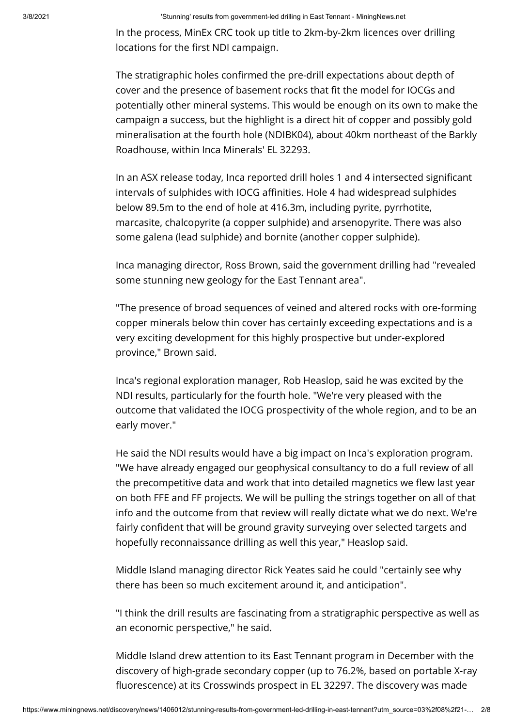In the process, MinEx CRC took up title to 2km-by-2km licences over drilling locations for the first NDI campaign.

The stratigraphic holes confirmed the pre-drill expectations about depth of cover and the presence of basement rocks that fit the model for IOCGs and potentially other mineral systems. This would be enough on its own to make the campaign a success, but the highlight is a direct hit of copper and possibly gold mineralisation at the fourth hole (NDIBK04), about 40km northeast of the Barkly Roadhouse, within Inca Minerals' EL 32293.

In an ASX release today, Inca reported drill holes 1 and 4 intersected significant intervals of sulphides with IOCG affinities. Hole 4 had widespread sulphides below 89.5m to the end of hole at 416.3m, including pyrite, pyrrhotite, marcasite, chalcopyrite (a copper sulphide) and arsenopyrite. There was also some galena (lead sulphide) and bornite (another copper sulphide).

Inca managing director, Ross Brown, said the government drilling had "revealed some stunning new geology for the East Tennant area".

"The presence of broad sequences of veined and altered rocks with ore-forming copper minerals below thin cover has certainly exceeding expectations and is a very exciting development for this highly prospective but under-explored province," Brown said.

Inca's regional exploration manager, Rob Heaslop, said he was excited by the NDI results, particularly for the fourth hole. "We're very pleased with the outcome that validated the IOCG prospectivity of the whole region, and to be an early mover."

He said the NDI results would have a big impact on Inca's exploration program. "We have already engaged our geophysical consultancy to do a full review of all the precompetitive data and work that into detailed magnetics we flew last year on both FFE and FF projects. We will be pulling the strings together on all of that info and the outcome from that review will really dictate what we do next. We're fairly confident that will be ground gravity surveying over selected targets and hopefully reconnaissance drilling as well this year," Heaslop said.

Middle Island managing director Rick Yeates said he could "certainly see why there has been so much excitement around it, and anticipation".

"I think the drill results are fascinating from a stratigraphic perspective as well as an economic perspective," he said.

Middle Island drew attention to its East Tennant program in December with the discovery of high-grade secondary copper (up to 76.2%, based on portable X-ray fluorescence) at its Crosswinds prospect in EL 32297. The discovery was made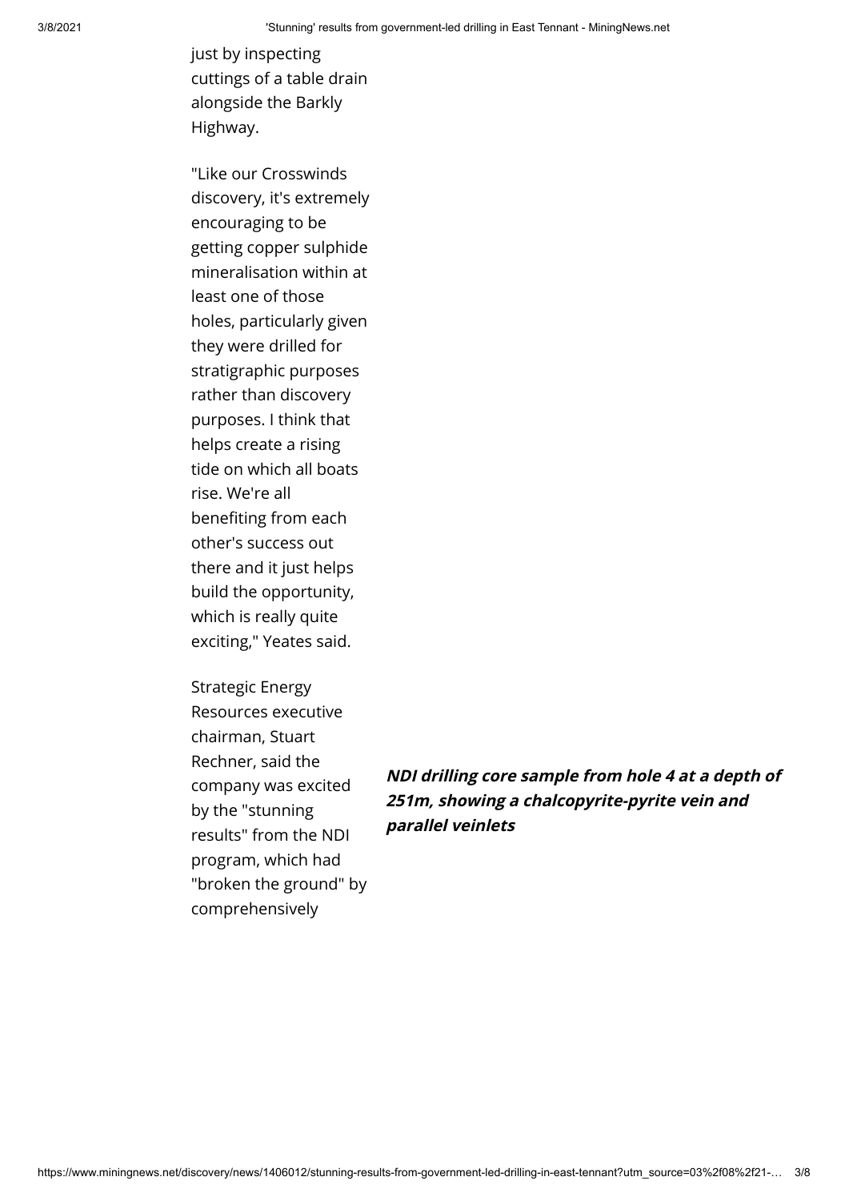just by inspecting cuttings of a table drain alongside the Barkly Highway.

"Like our Crosswinds discovery, it's extremely encouraging to be getting copper sulphide mineralisation within at least one of those holes, particularly given they were drilled for stratigraphic purposes rather than discovery purposes. I think that helps create a rising tide on which all boats rise. We're all benefiting from each other's success out there and it just helps build the opportunity, which is really quite exciting," Yeates said.

***NDI drilling core sample from hole 4 at a depth of 251m, showing a chalcopyrite-pyrite vein and parallel veinlets***

Strategic Energy Resources executive chairman, Stuart Rechner, said the company was excited by the "stunning results" from the NDI program, which had "broken the ground" by comprehensively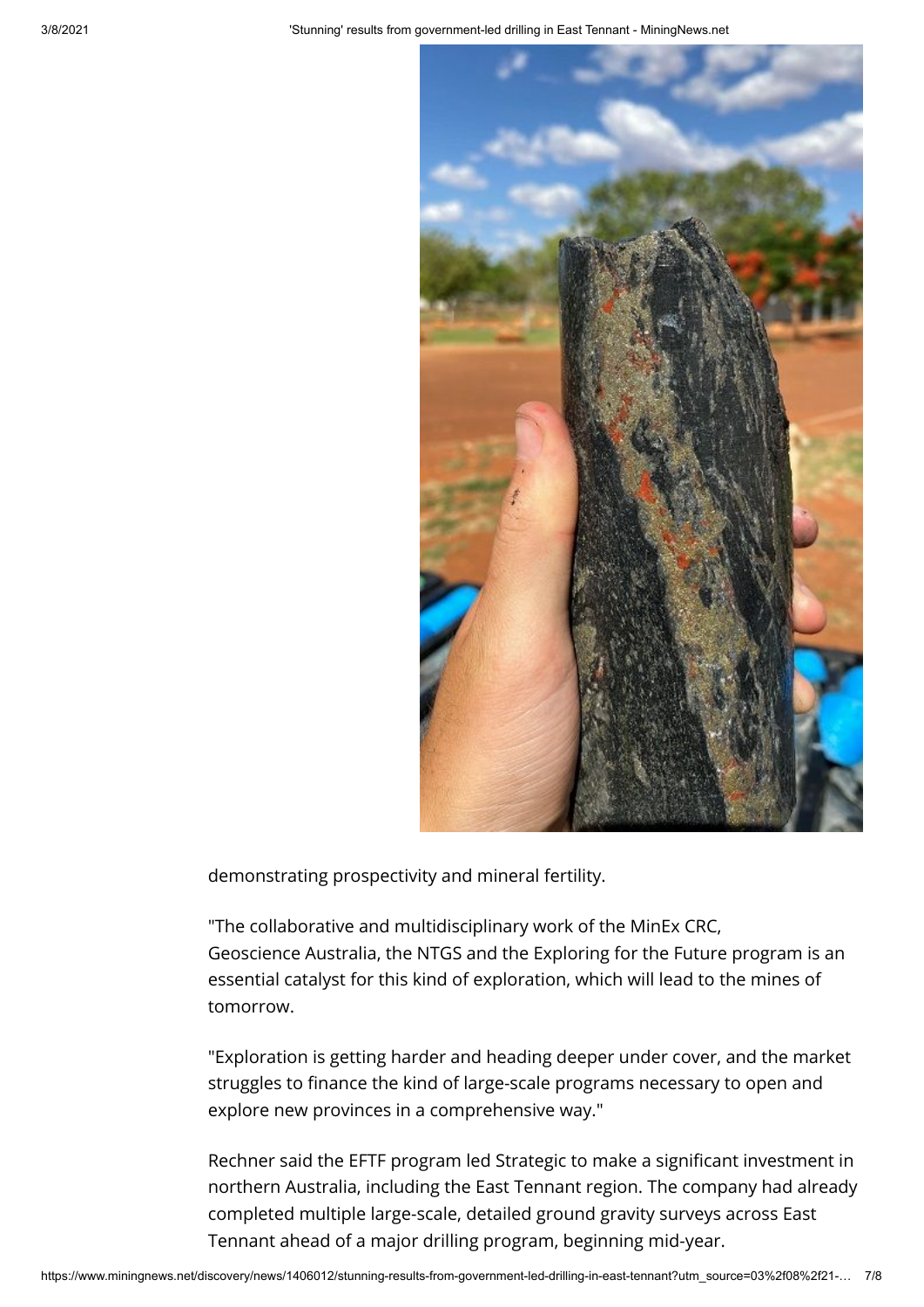demonstrating prospectivity and mineral fertility.

"The collaborative and multidisciplinary work of the MinEx CRC, Geoscience Australia, the NTGS and the Exploring for the Future program is an essential catalyst for this kind of exploration, which will lead to the mines of tomorrow.

"Exploration is getting harder and heading deeper under cover, and the market struggles to finance the kind of large-scale programs necessary to open and explore new provinces in a comprehensive way."

Rechner said the EFTF program led Strategic to make a significant investment in northern Australia, including the East Tennant region. The company had already completed multiple large-scale, detailed ground gravity surveys across East Tennant ahead of a major drilling program, beginning mid-year.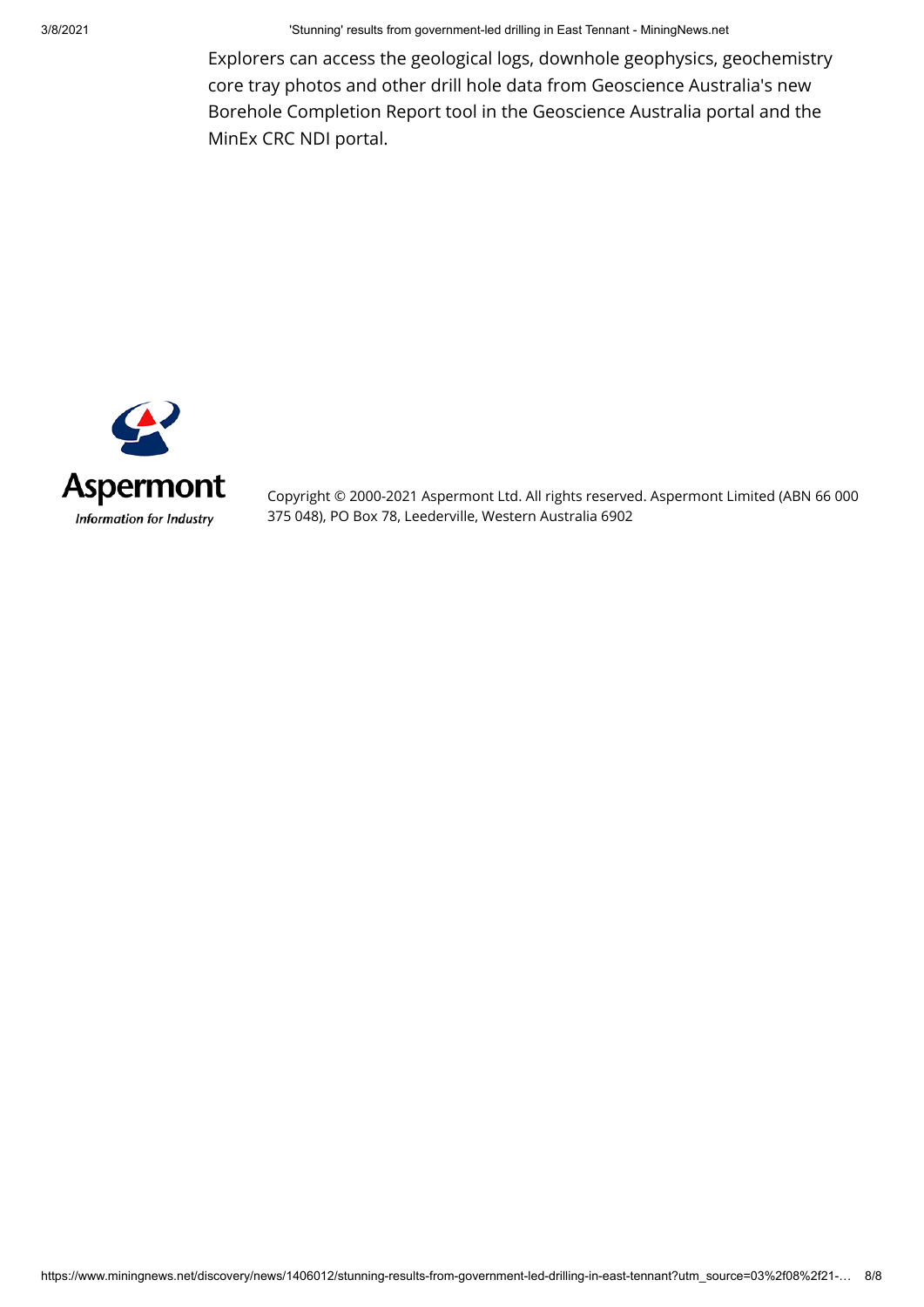Explorers can access the geological logs, downhole geophysics, geochemistry core tray photos and other drill hole data from Geoscience Australia's new Borehole Completion Report tool in the Geoscience Australia portal and the MinEx CRC NDI portal.

Aspermont

*Information for Industry*

Copyright © 2000-2021 Aspermont Ltd. All rights reserved. Aspermont Limited (ABN 66 000 375 048), PO Box 78, Leederville, Western Australia 6902